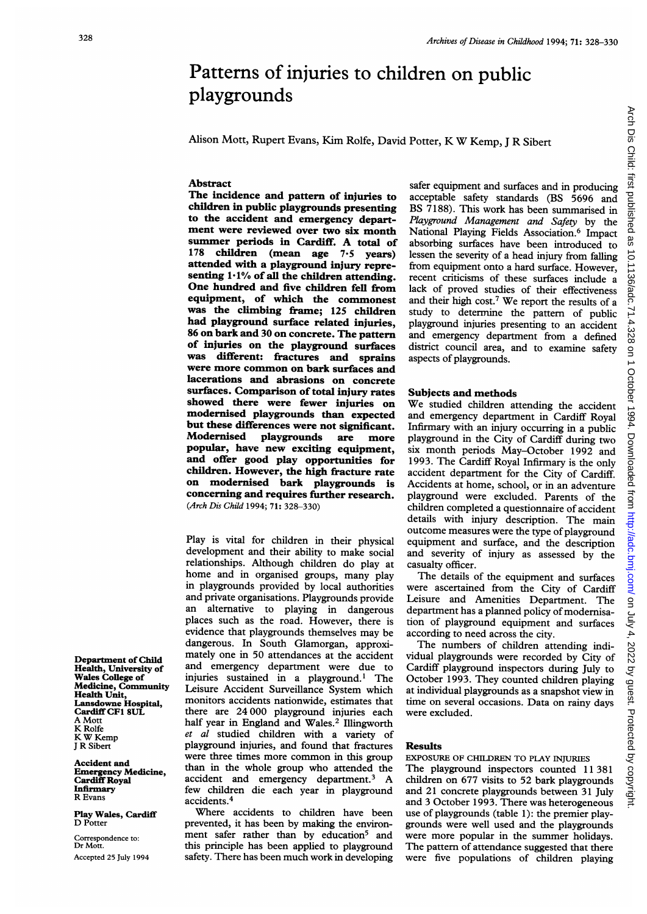# Patterns of injuries to children on public playgrounds

Alison Mott, Rupert Evans, Kim Rolfe, David Potter, K W Kemp, J R Sibert

## Abstract

**The incidence and pattern of injuries to children in public playgrounds presenting to the accident and emergency department were reviewed over two six month summer periods in Cardiff. A total of 178 children (mean age 7·5 years) attended with a playground injury representing 1·1% of all the children attending. One hundred and five children fell from equipment, of which the commonest was the climbing frame; 125 children had playground surface related injuries, 86 on bark and 30 on concrete. The pattern of injuries on the playground surfaces was different: fractures and sprains were more common on bark surfaces and lacerations and abrasions on concrete surfaces. Comparison of total injury rates showed there were fewer injuries on modernised playgrounds than expected but these differences were not significant. Modernised playgrounds are more popular, have new exciting equipment, and offer good play opportunities for children. However, the high fracture rate on modernised bark playgrounds is concerning and requires further research.**

(*Arch Dis Child* 1994; **71**: 328–330)

Play is vital for children in their physical development and their ability to make social relationships. Although children do play at home and in organised groups, many play in playgrounds provided by local authorities and private organisations. Playgrounds provide an alternative to playing in dangerous places such as the road. However, there is evidence that playgrounds themselves may be dangerous. In South Glamorgan, approximately one in 50 attendances at the accident and emergency department were due to injuries sustained in a playground.[1] The Leisure Accident Surveillance System which monitors accidents nationwide, estimates that there are 24 000 playground injuries each half year in England and Wales.[2] Illingworth *et al* studied children with a variety of playground injuries, and found that fractures were three times more common in this group than in the whole group who attended the accident and emergency department.[3] A few children die each year in playground accidents.[4]

Where accidents to children have been prevented, it has been by making the environment safer rather than by education[5] and this principle has been applied to playground safety. There has been much work in developing safer equipment and surfaces and in producing acceptable safety standards (BS 5696 and BS 7188). This work has been summarised in *Playground Management and Safety* by the National Playing Fields Association.[6] Impact absorbing surfaces have been introduced to lessen the severity of a head injury from falling from equipment onto a hard surface. However, recent criticisms of these surfaces include a lack of proved studies of their effectiveness and their high cost.[7] We report the results of a study to determine the pattern of public playground injuries presenting to an accident and emergency department from a defined district council area, and to examine safety aspects of playgrounds.

## Subjects and methods

We studied children attending the accident and emergency department in Cardiff Royal Infirmary with an injury occurring in a public playground in the City of Cardiff during two six month periods May–October 1992 and 1993. The Cardiff Royal Infirmary is the only accident department for the City of Cardiff. Accidents at home, school, or in an adventure playground were excluded. Parents of the children completed a questionnaire of accident details with injury description. The main outcome measures were the type of playground equipment and surface, and the description and severity of injury as assessed by the casualty officer.

The details of the equipment and surfaces were ascertained from the City of Cardiff Leisure and Amenities Department. The department has a planned policy of modernisation of playground equipment and surfaces according to need across the city.

The numbers of children attending individual playgrounds were recorded by City of Cardiff playground inspectors during July to October 1993. They counted children playing at individual playgrounds as a snapshot view in time on several occasions. Data on rainy days were excluded.

## Results

### EXPOSURE OF CHILDREN TO PLAY INJURIES

The playground inspectors counted 11 381 children on 677 visits to 52 bark playgrounds and 21 concrete playgrounds between 31 July and 3 October 1993. There was heterogeneous use of playgrounds (table 1): the premier playgrounds were well used and the playgrounds were more popular in the summer holidays. The pattern of attendance suggested that there were five populations of children playing

Department of Child Health, University of Wales College of Medicine, Community Health Unit, Lansdowne Hospital, Cardiff CF1 8UL
A Mott
K Rolfe
K W Kemp
J R Sibert

Accident and Emergency Medicine, Cardiff Royal Infirmary
R Evans

Play Wales, Cardiff
D Potter

Correspondence to: Dr Mott.

Accepted 25 July 1994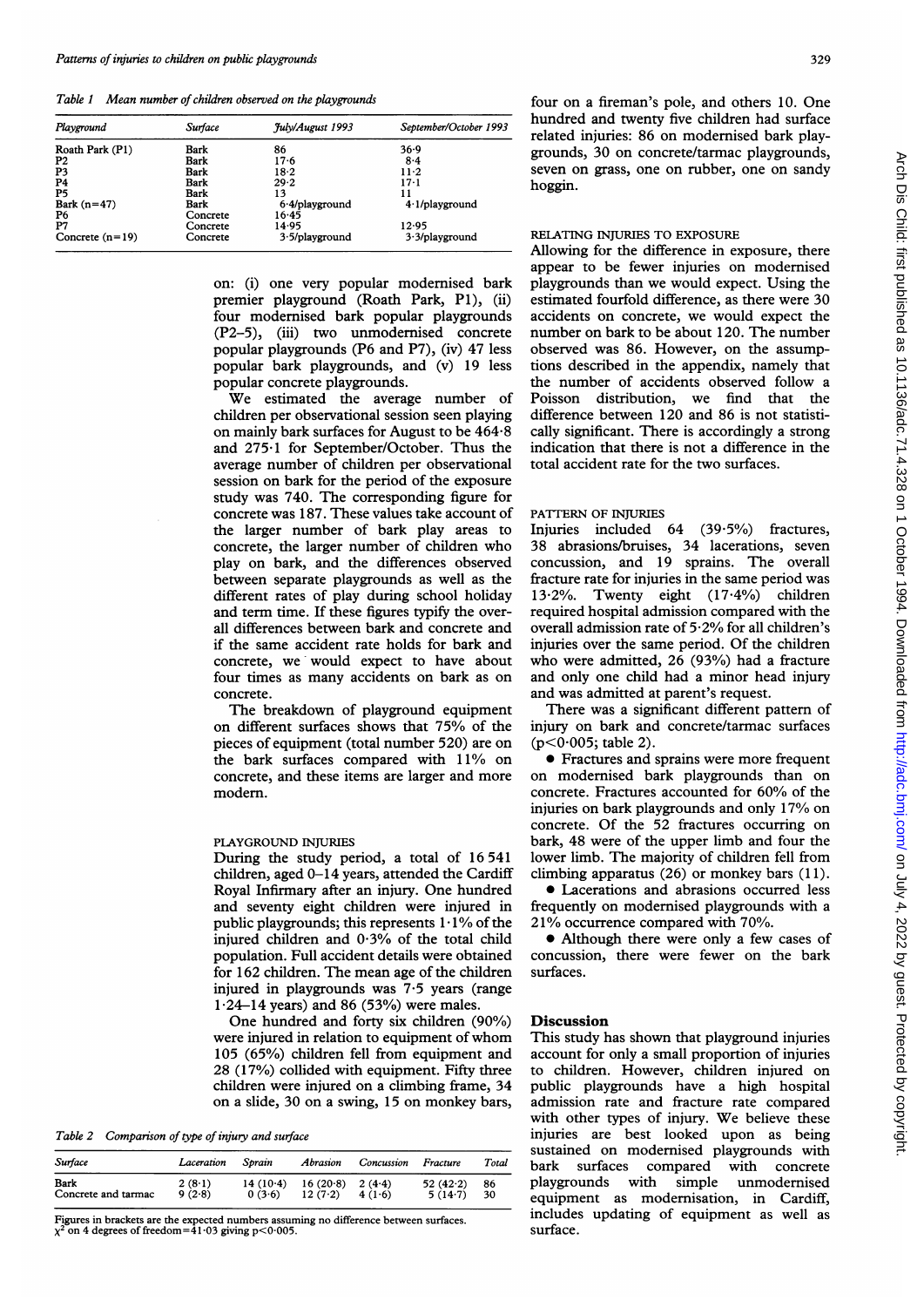Table 1 Mean number of children observed on the playgrounds

| Playground | Surface | July/August 1993 | September/October 1993 |
|---|---|---|---|
| Roath Park (P1) | Bark | 86 | 36·9 |
| P2 | Bark | 17·6 | 8·4 |
| P3 | Bark | 18·2 | 11·2 |
| P4 | Bark | 29·2 | 17·1 |
| P5 | Bark | 13 | 11 |
| Bark (n=47) | Bark | 6·4/playground | 4·1/playground |
| P6 | Concrete | 16·45 | |
| P7 | Concrete | 14·95 | 12·95 |
| Concrete (n=19) | Concrete | 3·5/playground | 3·3/playground |

on: (i) one very popular modernised bark premier playground (Roath Park, P1), (ii) four modernised bark popular playgrounds (P2–5), (iii) two unmodernised concrete popular playgrounds (P6 and P7), (iv) 47 less popular bark playgrounds, and (v) 19 less popular concrete playgrounds.

We estimated the average number of children per observational session seen playing on mainly bark surfaces for August to be 464·8 and 275·1 for September/October. Thus the average number of children per observational session on bark for the period of the exposure study was 740. The corresponding figure for concrete was 187. These values take account of the larger number of bark play areas to concrete, the larger number of children who play on bark, and the differences observed between separate playgrounds as well as the different rates of play during school holiday and term time. If these figures typify the overall differences between bark and concrete and if the same accident rate holds for bark and concrete, we would expect to have about four times as many accidents on bark as on concrete.

The breakdown of playground equipment on different surfaces shows that 75% of the pieces of equipment (total number 520) are on the bark surfaces compared with 11% on concrete, and these items are larger and more modern.

### PLAYGROUND INJURIES

During the study period, a total of 16 541 children, aged 0–14 years, attended the Cardiff Royal Infirmary after an injury. One hundred and seventy eight children were injured in public playgrounds; this represents 1·1% of the injured children and 0·3% of the total child population. Full accident details were obtained for 162 children. The mean age of the children injured in playgrounds was 7·5 years (range 1·24–14 years) and 86 (53%) were males.

One hundred and forty six children (90%) were injured in relation to equipment of whom 105 (65%) children fell from equipment and 28 (17%) collided with equipment. Fifty three children were injured on a climbing frame, 34 on a slide, 30 on a swing, 15 on monkey bars, four on a fireman's pole, and others 10. One hundred and twenty five children had surface related injuries: 86 on modernised bark playgrounds, 30 on concrete/tarmac playgrounds, seven on grass, one on rubber, one on sandy hoggin.

Table 2 Comparison of type of injury and surface

| Surface | Laceration | Sprain | Abrasion | Concussion | Fracture | Total |
|---|---|---|---|---|---|---|
| Bark | 2 (8·1) | 14 (10·4) | 16 (20·8) | 2 (4·4) | 52 (42·2) | 86 |
| Concrete and tarmac | 9 (2·8) | 0 (3·6) | 12 (7·2) | 4 (1·6) | 5 (14·7) | 30 |

Figures in brackets are the expected numbers assuming no difference between surfaces.
$\chi^2$ on 4 degrees of freedom=41·03 giving $p<0·005$.

### RELATING INJURIES TO EXPOSURE

Allowing for the difference in exposure, there appear to be fewer injuries on modernised playgrounds than we would expect. Using the estimated fourfold difference, as there were 30 accidents on concrete, we would expect the number on bark to be about 120. The number observed was 86. However, on the assumptions described in the appendix, namely that the number of accidents observed follow a Poisson distribution, we find that the difference between 120 and 86 is not statistically significant. There is accordingly a strong indication that there is not a difference in the total accident rate for the two surfaces.

### PATTERN OF INJURIES

Injuries included 64 (39·5%) fractures, 38 abrasions/bruises, 34 lacerations, seven concussion, and 19 sprains. The overall fracture rate for injuries in the same period was 13·2%. Twenty eight (17·4%) children required hospital admission compared with the overall admission rate of 5·2% for all children's injuries over the same period. Of the children who were admitted, 26 (93%) had a fracture and only one child had a minor head injury and was admitted at parent's request.

There was a significant different pattern of injury on bark and concrete/tarmac surfaces ($p<0·005$; table 2).

- Fractures and sprains were more frequent on modernised bark playgrounds than on concrete. Fractures accounted for 60% of the injuries on bark playgrounds and only 17% on concrete. Of the 52 fractures occurring on bark, 48 were of the upper limb and four the lower limb. The majority of children fell from climbing apparatus (26) or monkey bars (11).
- Lacerations and abrasions occurred less frequently on modernised playgrounds with a 21% occurrence compared with 70%.
- Although there were only a few cases of concussion, there were fewer on the bark surfaces.

## Discussion

This study has shown that playground injuries account for only a small proportion of injuries to children. However, children injured on public playgrounds have a high hospital admission rate and fracture rate compared with other types of injury. We believe these injuries are best looked upon as being sustained on modernised playgrounds with bark surfaces compared with concrete playgrounds with simple unmodernised equipment as modernisation, in Cardiff, includes updating of equipment as well as surface.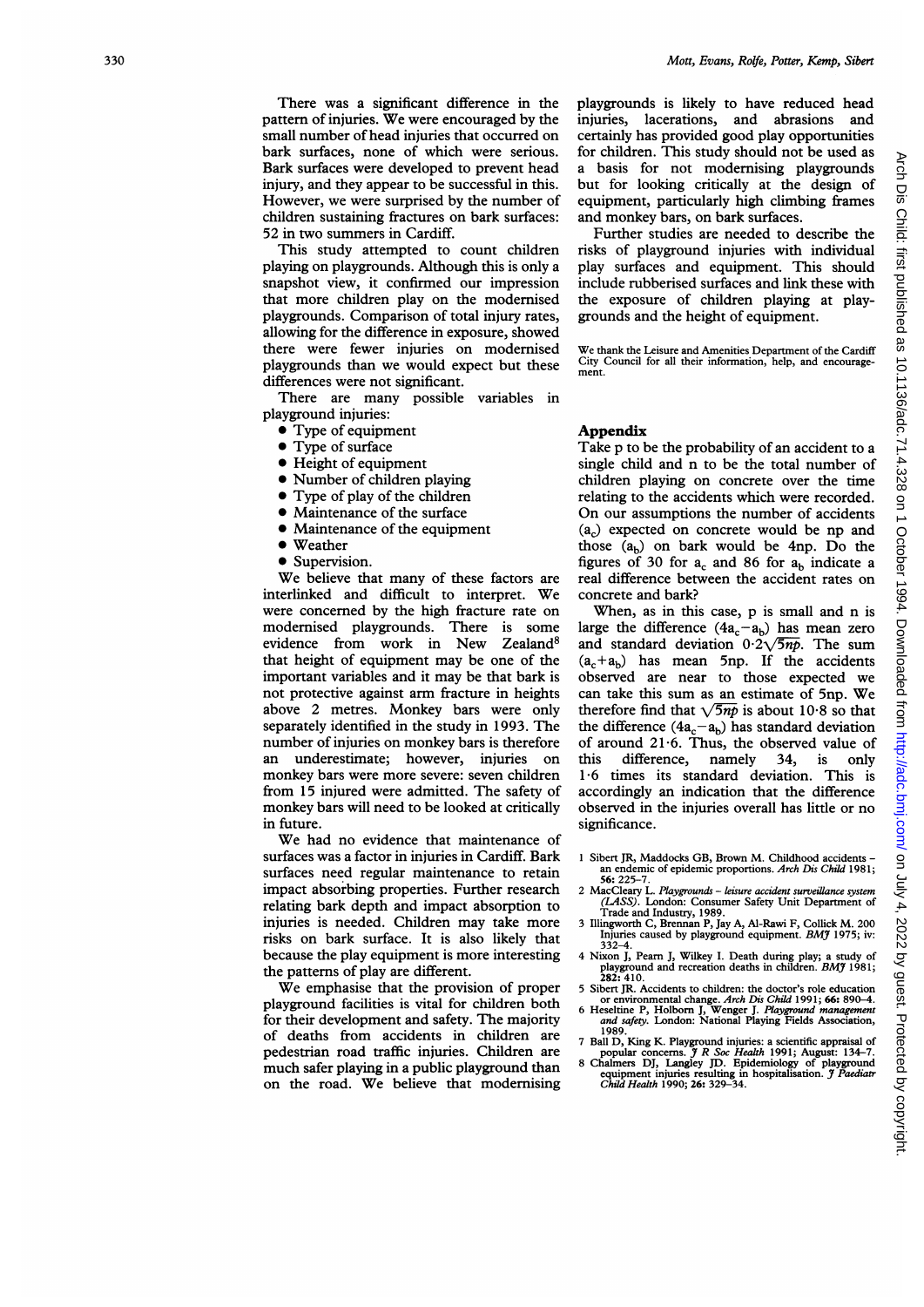There was a significant difference in the pattern of injuries. We were encouraged by the small number of head injuries that occurred on bark surfaces, none of which were serious. Bark surfaces were developed to prevent head injury, and they appear to be successful in this. However, we were surprised by the number of children sustaining fractures on bark surfaces: 52 in two summers in Cardiff.

This study attempted to count children playing on playgrounds. Although this is only a snapshot view, it confirmed our impression that more children play on the modernised playgrounds. Comparison of total injury rates, allowing for the difference in exposure, showed there were fewer injuries on modernised playgrounds than we would expect but these differences were not significant.

There are many possible variables in playground injuries:

- Type of equipment
- Type of surface
- Height of equipment
- Number of children playing
- Type of play of the children
- Maintenance of the surface
- Maintenance of the equipment
- Weather
- Supervision.

We believe that many of these factors are interlinked and difficult to interpret. We were concerned by the high fracture rate on modernised playgrounds. There is some evidence from work in New Zealand[8] that height of equipment may be one of the important variables and it may be that bark is not protective against arm fracture in heights above 2 metres. Monkey bars were only separately identified in the study in 1993. The number of injuries on monkey bars is therefore an underestimate; however, injuries on monkey bars were more severe: seven children from 15 injured were admitted. The safety of monkey bars will need to be looked at critically in future.

We had no evidence that maintenance of surfaces was a factor in injuries in Cardiff. Bark surfaces need regular maintenance to retain impact absorbing properties. Further research relating bark depth and impact absorption to injuries is needed. Children may take more risks on bark surface. It is also likely that because the play equipment is more interesting the patterns of play are different.

We emphasise that the provision of proper playground facilities is vital for children both for their development and safety. The majority of deaths from accidents in children are pedestrian road traffic injuries. Children are much safer playing in a public playground than on the road. We believe that modernising playgrounds is likely to have reduced head injuries, lacerations, and abrasions and certainly has provided good play opportunities for children. This study should not be used as a basis for not modernising playgrounds but for looking critically at the design of equipment, particularly high climbing frames and monkey bars, on bark surfaces.

Further studies are needed to describe the risks of playground injuries with individual play surfaces and equipment. This should include rubberised surfaces and link these with the exposure of children playing at playgrounds and the height of equipment.

We thank the Leisure and Amenities Department of the Cardiff City Council for all their information, help, and encouragement.

## Appendix

Take p to be the probability of an accident to a single child and n to be the total number of children playing on concrete over the time relating to the accidents which were recorded. On our assumptions the number of accidents ($a_c$) expected on concrete would be np and those ($a_b$) on bark would be 4np. Do the figures of 30 for $a_c$ and 86 for $a_b$ indicate a real difference between the accident rates on concrete and bark?

When, as in this case, p is small and n is large the difference $(4a_c - a_b)$ has mean zero and standard deviation $0{\cdot}2\sqrt{5np}$. The sum $(a_c + a_b)$ has mean 5np. If the accidents observed are near to those expected we can take this sum as an estimate of 5np. We therefore find that $\sqrt{5np}$ is about 10·8 so that the difference $(4a_c - a_b)$ has standard deviation of around 21·6. Thus, the observed value of this difference, namely 34, is only 1·6 times its standard deviation. This is accordingly an indication that the difference observed in the injuries overall has little or no significance.

1. Sibert JR, Maddocks GB, Brown M. Childhood accidents – an endemic of epidemic proportions. *Arch Dis Child* 1981; **56:** 225–7.
2. MacCleary L. *Playgrounds – leisure accident surveillance system (LASS).* London: Consumer Safety Unit Department of Trade and Industry, 1989.
3. Illingworth C, Brennan P, Jay A, Al-Rawi F, Collick M. 200 Injuries caused by playground equipment. *BMJ* 1975; iv: 332–4.
4. Nixon J, Pearn J, Wilkey I. Death during play; a study of playground and recreation deaths in children. *BMJ* 1981; **282:** 410.
5. Sibert JR. Accidents to children: the doctor's role education or environmental change. *Arch Dis Child* 1991; **66:** 890–4.
6. Heseltine P, Holborn J, Wenger J. *Playground management and safety.* London: National Playing Fields Association, 1989.
7. Ball D, King K. Playground injuries: a scientific appraisal of popular concerns. *J R Soc Health* 1991; August: 134–7.
8. Chalmers DJ, Langley JD. Epidemiology of playground equipment injuries resulting in hospitalisation. *J Paediatr Child Health* 1990; **26:** 329–34.